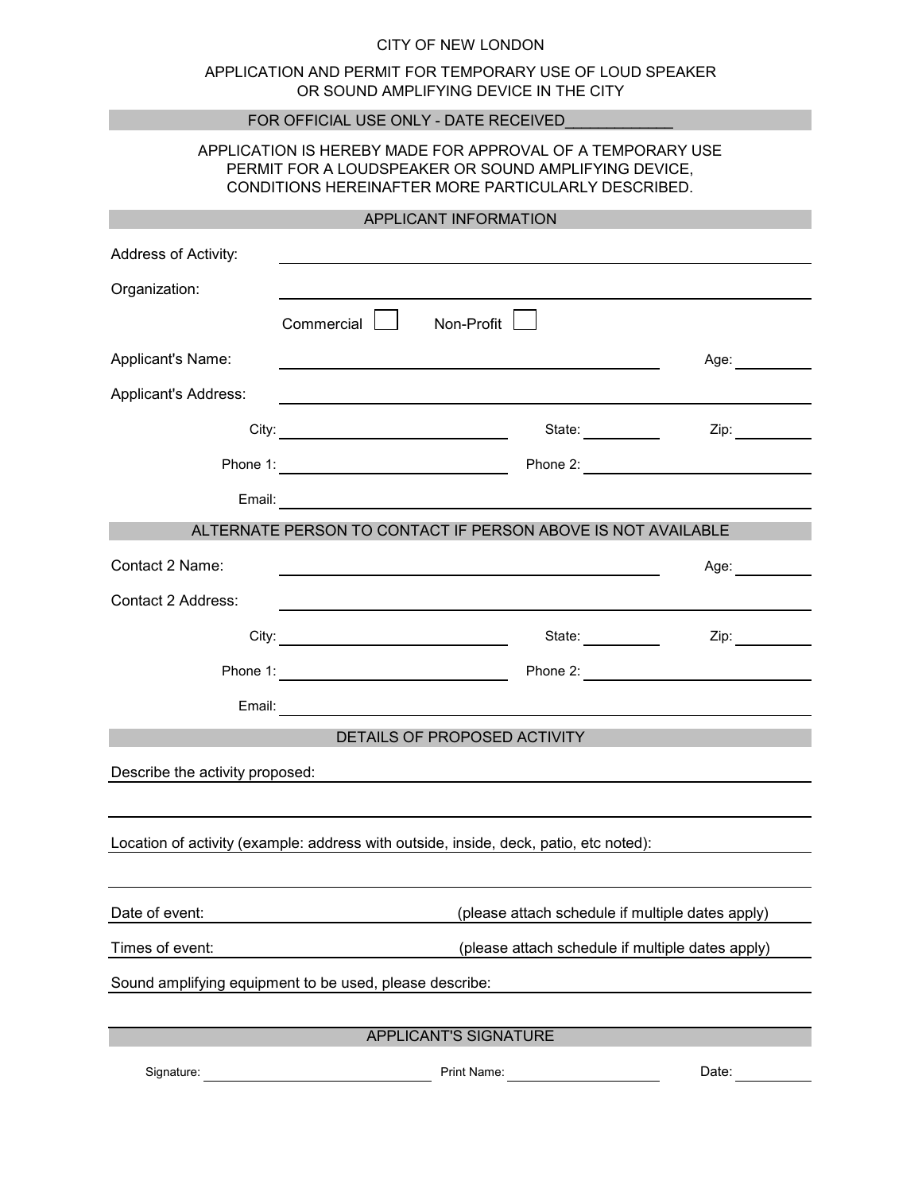# CITY OF NEW LONDON

## APPLICATION AND PERMIT FOR TEMPORARY USE OF LOUD SPEAKER OR SOUND AMPLIFYING DEVICE IN THE CITY

FOR OFFICIAL USE ONLY - DATE RECEIVED____________

APPLICATION IS HEREBY MADE FOR APPROVAL OF A TEMPORARY USE PERMIT FOR A LOUDSPEAKER OR SOUND AMPLIFYING DEVICE, CONDITIONS HEREINAFTER MORE PARTICULARLY DESCRIBED.

### APPLICANT INFORMATION

Address of Activity: ____________________

Organization: ____________________

Commercial ☐ Non-Profit ☐

Applicant's Name: ____________________ Age: ________

Applicant's Address: ____________________

City: ____________________ State: ________ Zip: ________

Phone 1: ____________________ Phone 2: ____________________

Email: ____________________

### ALTERNATE PERSON TO CONTACT IF PERSON ABOVE IS NOT AVAILABLE

Contact 2 Name: ____________________ Age: ________

Contact 2 Address: ____________________

City: ____________________ State: ________ Zip: ________

Phone 1: ____________________ Phone 2: ____________________

Email: ____________________

### DETAILS OF PROPOSED ACTIVITY

Describe the activity proposed: ____________________

____________________

Location of activity (example: address with outside, inside, deck, patio, etc noted): ____________________

____________________

Date of event: ____________________ (please attach schedule if multiple dates apply)

Times of event: ____________________ (please attach schedule if multiple dates apply)

Sound amplifying equipment to be used, please describe: ____________________

____________________

### APPLICANT'S SIGNATURE

Signature: ____________________ Print Name: ____________________ Date: ________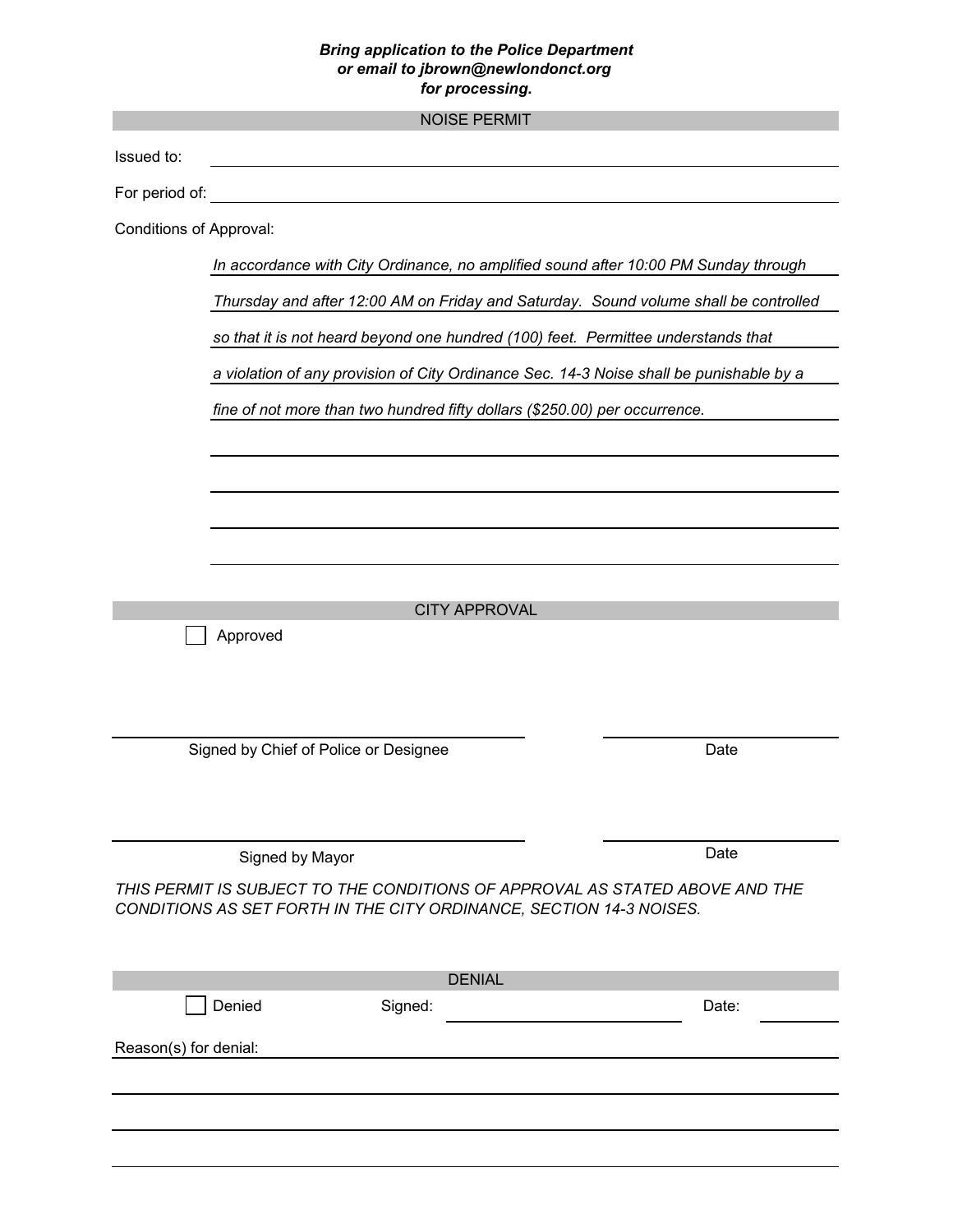***Bring application to the Police Department***
***or email to jbrown@newlondonct.org***
***for processing.***

## NOISE PERMIT

Issued to: ____________________

For period of: ____________________

Conditions of Approval:

*In accordance with City Ordinance, no amplified sound after 10:00 PM Sunday through Thursday and after 12:00 AM on Friday and Saturday. Sound volume shall be controlled so that it is not heard beyond one hundred (100) feet. Permittee understands that a violation of any provision of City Ordinance Sec. 14-3 Noise shall be punishable by a fine of not more than two hundred fifty dollars ($250.00) per occurrence.*

## CITY APPROVAL

☐ Approved

____________________ ____________________
Signed by Chief of Police or Designee Date

____________________ ____________________
Signed by Mayor Date

*THIS PERMIT IS SUBJECT TO THE CONDITIONS OF APPROVAL AS STATED ABOVE AND THE CONDITIONS AS SET FORTH IN THE CITY ORDINANCE, SECTION 14-3 NOISES.*

## DENIAL

☐ Denied Signed: ____________________ Date: __________

Reason(s) for denial: ____________________